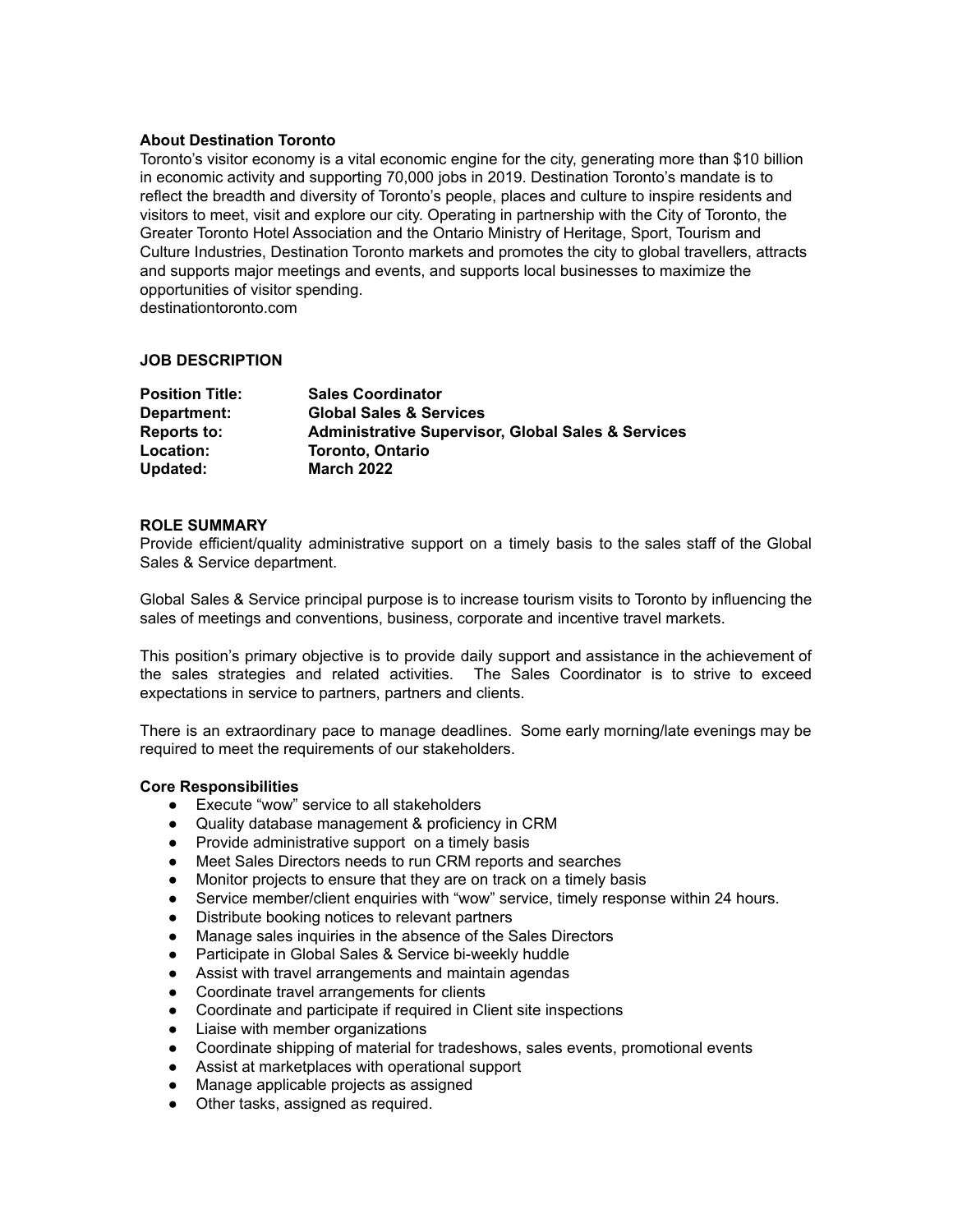**About Destination Toronto**

Toronto's visitor economy is a vital economic engine for the city, generating more than $10 billion in economic activity and supporting 70,000 jobs in 2019. Destination Toronto's mandate is to reflect the breadth and diversity of Toronto's people, places and culture to inspire residents and visitors to meet, visit and explore our city. Operating in partnership with the City of Toronto, the Greater Toronto Hotel Association and the Ontario Ministry of Heritage, Sport, Tourism and Culture Industries, Destination Toronto markets and promotes the city to global travellers, attracts and supports major meetings and events, and supports local businesses to maximize the opportunities of visitor spending.
destinationtoronto.com

**JOB DESCRIPTION**

| | |
|---|---|
| **Position Title:** | **Sales Coordinator** |
| **Department:** | **Global Sales & Services** |
| **Reports to:** | **Administrative Supervisor, Global Sales & Services** |
| **Location:** | **Toronto, Ontario** |
| **Updated:** | **March 2022** |

**ROLE SUMMARY**

Provide efficient/quality administrative support on a timely basis to the sales staff of the Global Sales & Service department.

Global Sales & Service principal purpose is to increase tourism visits to Toronto by influencing the sales of meetings and conventions, business, corporate and incentive travel markets.

This position's primary objective is to provide daily support and assistance in the achievement of the sales strategies and related activities. The Sales Coordinator is to strive to exceed expectations in service to partners, partners and clients.

There is an extraordinary pace to manage deadlines. Some early morning/late evenings may be required to meet the requirements of our stakeholders.

**Core Responsibilities**

- Execute "wow" service to all stakeholders
- Quality database management & proficiency in CRM
- Provide administrative support on a timely basis
- Meet Sales Directors needs to run CRM reports and searches
- Monitor projects to ensure that they are on track on a timely basis
- Service member/client enquiries with "wow" service, timely response within 24 hours.
- Distribute booking notices to relevant partners
- Manage sales inquiries in the absence of the Sales Directors
- Participate in Global Sales & Service bi-weekly huddle
- Assist with travel arrangements and maintain agendas
- Coordinate travel arrangements for clients
- Coordinate and participate if required in Client site inspections
- Liaise with member organizations
- Coordinate shipping of material for tradeshows, sales events, promotional events
- Assist at marketplaces with operational support
- Manage applicable projects as assigned
- Other tasks, assigned as required.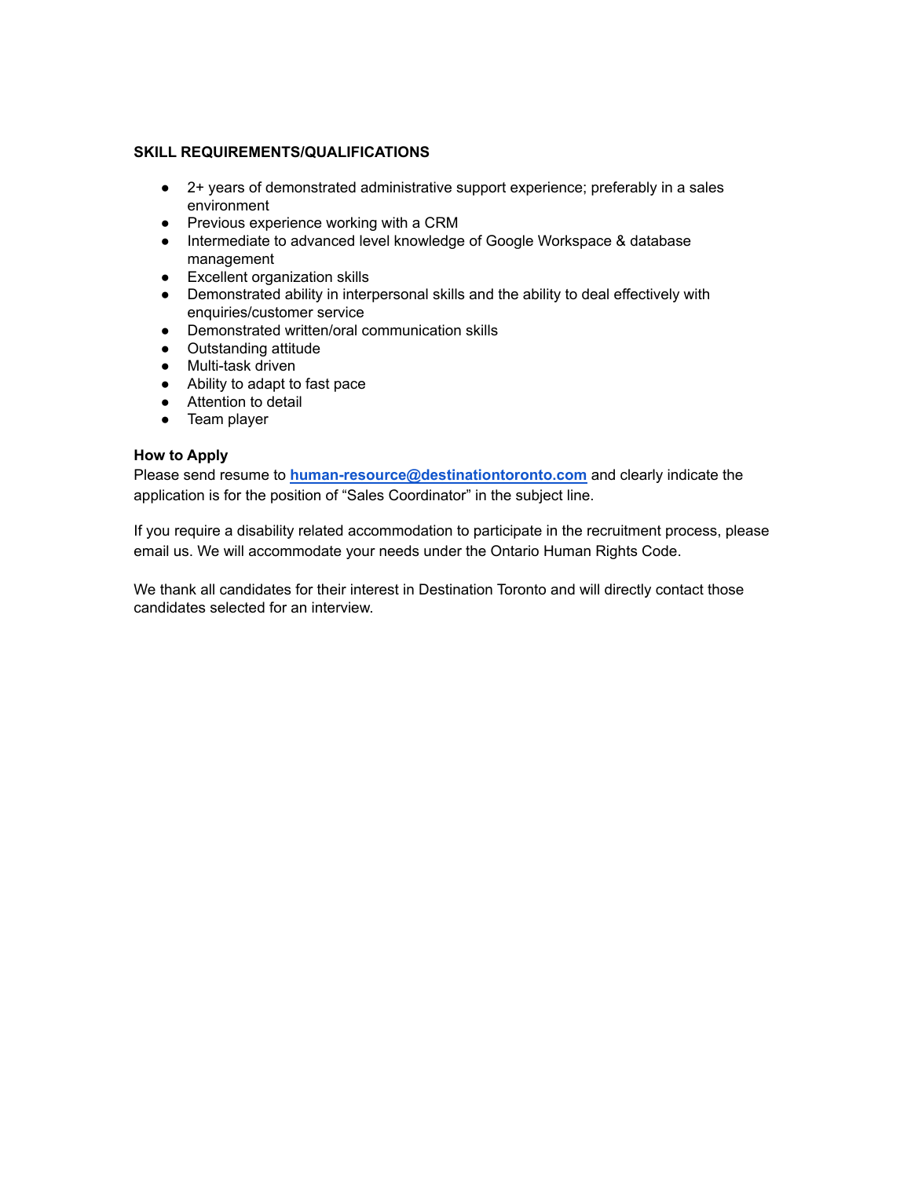**SKILL REQUIREMENTS/QUALIFICATIONS**

- 2+ years of demonstrated administrative support experience; preferably in a sales environment
- Previous experience working with a CRM
- Intermediate to advanced level knowledge of Google Workspace & database management
- Excellent organization skills
- Demonstrated ability in interpersonal skills and the ability to deal effectively with enquiries/customer service
- Demonstrated written/oral communication skills
- Outstanding attitude
- Multi-task driven
- Ability to adapt to fast pace
- Attention to detail
- Team player

**How to Apply**

Please send resume to **human-resource@destinationtoronto.com** and clearly indicate the application is for the position of "Sales Coordinator" in the subject line.

If you require a disability related accommodation to participate in the recruitment process, please email us. We will accommodate your needs under the Ontario Human Rights Code.

We thank all candidates for their interest in Destination Toronto and will directly contact those candidates selected for an interview.